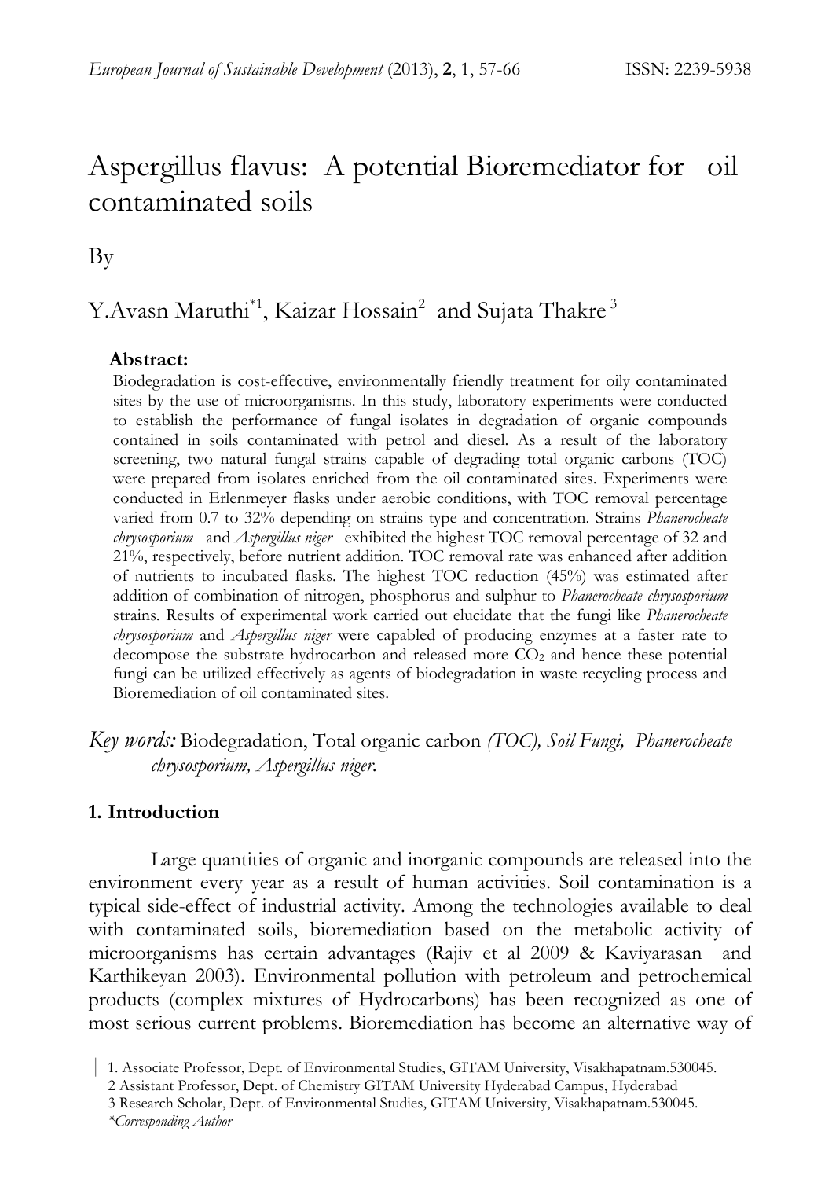# Aspergillus flavus: A potential Bioremediator for oil contaminated soils

By

Y.Avasn Maruthi*[1], Kaizar Hossain[2] and Sujata Thakre[3]

**Abstract:**

Biodegradation is cost-effective, environmentally friendly treatment for oily contaminated sites by the use of microorganisms. In this study, laboratory experiments were conducted to establish the performance of fungal isolates in degradation of organic compounds contained in soils contaminated with petrol and diesel. As a result of the laboratory screening, two natural fungal strains capable of degrading total organic carbons (TOC) were prepared from isolates enriched from the oil contaminated sites. Experiments were conducted in Erlenmeyer flasks under aerobic conditions, with TOC removal percentage varied from 0.7 to 32% depending on strains type and concentration. Strains *Phanerocheate chrysosporium* and *Aspergillus niger* exhibited the highest TOC removal percentage of 32 and 21%, respectively, before nutrient addition. TOC removal rate was enhanced after addition of nutrients to incubated flasks. The highest TOC reduction (45%) was estimated after addition of combination of nitrogen, phosphorus and sulphur to *Phanerocheate chrysosporium* strains. Results of experimental work carried out elucidate that the fungi like *Phanerocheate chrysosporium* and *Aspergillus niger* were capabled of producing enzymes at a faster rate to decompose the substrate hydrocarbon and released more $CO_2$ and hence these potential fungi can be utilized effectively as agents of biodegradation in waste recycling process and Bioremediation of oil contaminated sites.

*Key words:* Biodegradation, Total organic carbon *(TOC), Soil Fungi, Phanerocheate chrysosporium, Aspergillus niger.*

## 1. Introduction

Large quantities of organic and inorganic compounds are released into the environment every year as a result of human activities. Soil contamination is a typical side-effect of industrial activity. Among the technologies available to deal with contaminated soils, bioremediation based on the metabolic activity of microorganisms has certain advantages (Rajiv et al 2009 & Kaviyarasan and Karthikeyan 2003). Environmental pollution with petroleum and petrochemical products (complex mixtures of Hydrocarbons) has been recognized as one of most serious current problems. Bioremediation has become an alternative way of

1. Associate Professor, Dept. of Environmental Studies, GITAM University, Visakhapatnam.530045.
2 Assistant Professor, Dept. of Chemistry GITAM University Hyderabad Campus, Hyderabad
3 Research Scholar, Dept. of Environmental Studies, GITAM University, Visakhapatnam.530045.
*\*Corresponding Author*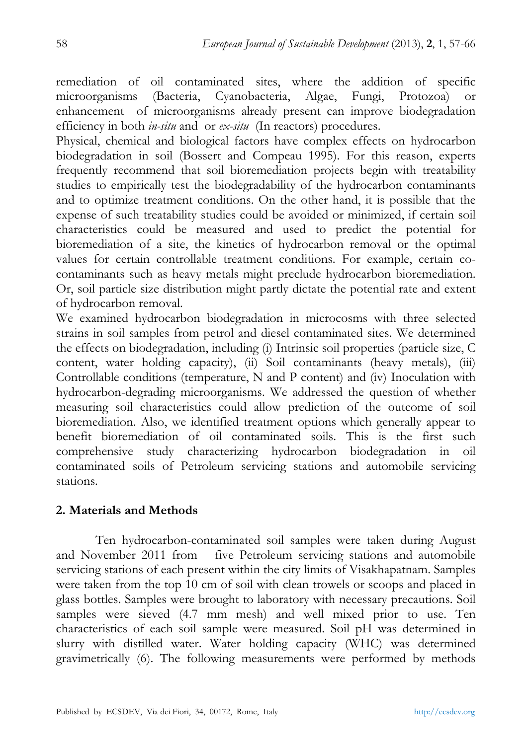remediation of oil contaminated sites, where the addition of specific microorganisms (Bacteria, Cyanobacteria, Algae, Fungi, Protozoa) or enhancement of microorganisms already present can improve biodegradation efficiency in both *in-situ* and or *ex-situ* (In reactors) procedures.

Physical, chemical and biological factors have complex effects on hydrocarbon biodegradation in soil (Bossert and Compeau 1995). For this reason, experts frequently recommend that soil bioremediation projects begin with treatability studies to empirically test the biodegradability of the hydrocarbon contaminants and to optimize treatment conditions. On the other hand, it is possible that the expense of such treatability studies could be avoided or minimized, if certain soil characteristics could be measured and used to predict the potential for bioremediation of a site, the kinetics of hydrocarbon removal or the optimal values for certain controllable treatment conditions. For example, certain co-contaminants such as heavy metals might preclude hydrocarbon bioremediation. Or, soil particle size distribution might partly dictate the potential rate and extent of hydrocarbon removal.

We examined hydrocarbon biodegradation in microcosms with three selected strains in soil samples from petrol and diesel contaminated sites. We determined the effects on biodegradation, including (i) Intrinsic soil properties (particle size, C content, water holding capacity), (ii) Soil contaminants (heavy metals), (iii) Controllable conditions (temperature, N and P content) and (iv) Inoculation with hydrocarbon-degrading microorganisms. We addressed the question of whether measuring soil characteristics could allow prediction of the outcome of soil bioremediation. Also, we identified treatment options which generally appear to benefit bioremediation of oil contaminated soils. This is the first such comprehensive study characterizing hydrocarbon biodegradation in oil contaminated soils of Petroleum servicing stations and automobile servicing stations.

## 2. Materials and Methods

Ten hydrocarbon-contaminated soil samples were taken during August and November 2011 from five Petroleum servicing stations and automobile servicing stations of each present within the city limits of Visakhapatnam. Samples were taken from the top 10 cm of soil with clean trowels or scoops and placed in glass bottles. Samples were brought to laboratory with necessary precautions. Soil samples were sieved (4.7 mm mesh) and well mixed prior to use. Ten characteristics of each soil sample were measured. Soil pH was determined in slurry with distilled water. Water holding capacity (WHC) was determined gravimetrically (6). The following measurements were performed by methods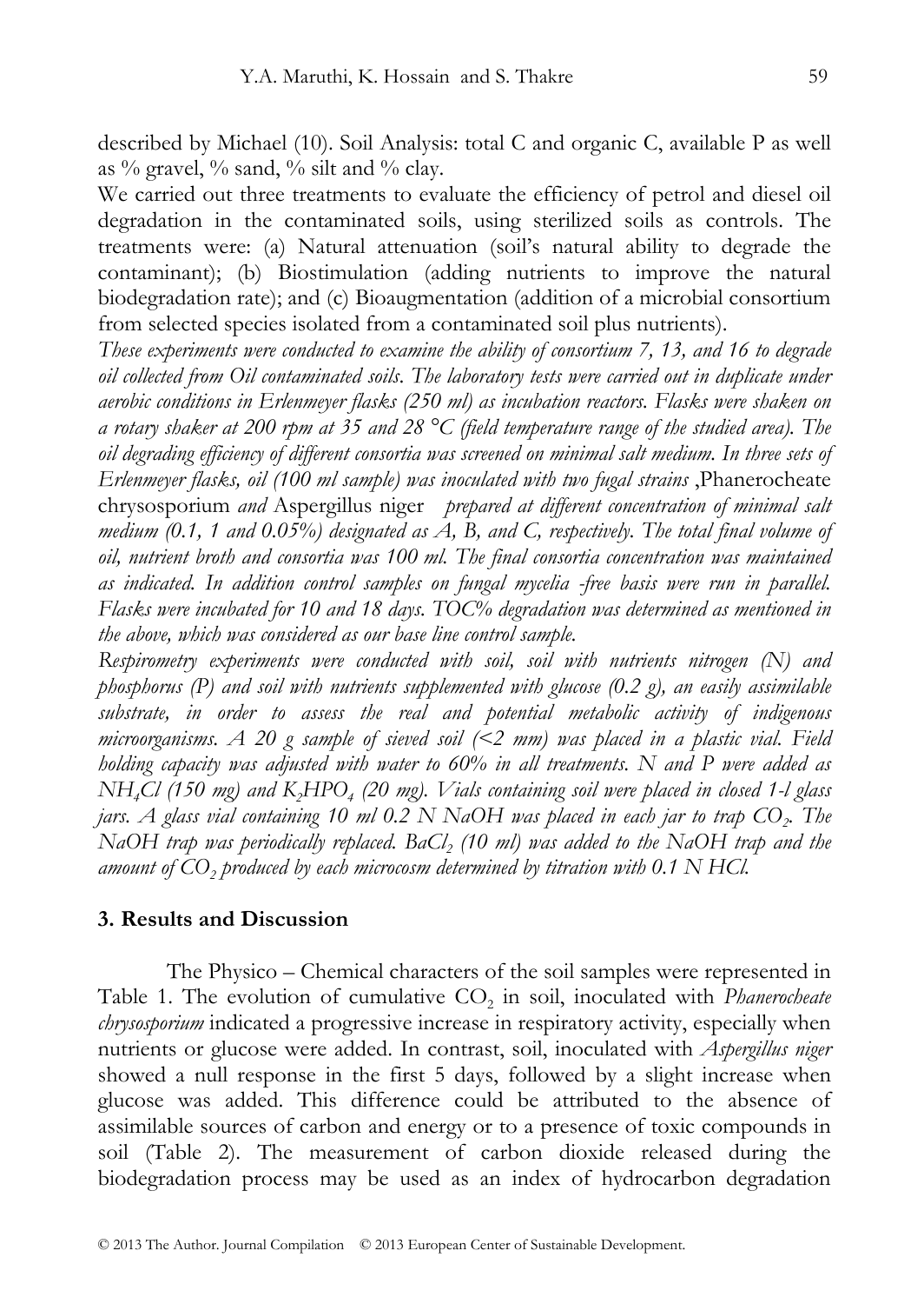described by Michael (10). Soil Analysis: total C and organic C, available P as well as % gravel, % sand, % silt and % clay.

We carried out three treatments to evaluate the efficiency of petrol and diesel oil degradation in the contaminated soils, using sterilized soils as controls. The treatments were: (a) Natural attenuation (soil's natural ability to degrade the contaminant); (b) Biostimulation (adding nutrients to improve the natural biodegradation rate); and (c) Bioaugmentation (addition of a microbial consortium from selected species isolated from a contaminated soil plus nutrients).

*These experiments were conducted to examine the ability of consortium 7, 13, and 16 to degrade oil collected from Oil contaminated soils. The laboratory tests were carried out in duplicate under aerobic conditions in Erlenmeyer flasks (250 ml) as incubation reactors. Flasks were shaken on a rotary shaker at 200 rpm at 35 and 28 °C (field temperature range of the studied area). The oil degrading efficiency of different consortia was screened on minimal salt medium. In three sets of Erlenmeyer flasks, oil (100 ml sample) was inoculated with two fugal strains* ,Phanerocheate chrysosporium *and* Aspergillus niger *prepared at different concentration of minimal salt medium (0.1, 1 and 0.05%) designated as A, B, and C, respectively. The total final volume of oil, nutrient broth and consortia was 100 ml. The final consortia concentration was maintained as indicated. In addition control samples on fungal mycelia -free basis were run in parallel. Flasks were incubated for 10 and 18 days. TOC% degradation was determined as mentioned in the above, which was considered as our base line control sample.*

*Respirometry experiments were conducted with soil, soil with nutrients nitrogen (N) and phosphorus (P) and soil with nutrients supplemented with glucose (0.2 g), an easily assimilable substrate, in order to assess the real and potential metabolic activity of indigenous microorganisms. A 20 g sample of sieved soil (<2 mm) was placed in a plastic vial. Field holding capacity was adjusted with water to 60% in all treatments. N and P were added as $NH_4Cl$ (150 mg) and $K_2HPO_4$ (20 mg). Vials containing soil were placed in closed 1-l glass jars. A glass vial containing 10 ml 0.2 N NaOH was placed in each jar to trap $CO_2$. The NaOH trap was periodically replaced. $BaCl_2$ (10 ml) was added to the NaOH trap and the amount of $CO_2$ produced by each microcosm determined by titration with 0.1 N HCl.*

## 3. Results and Discussion

The Physico – Chemical characters of the soil samples were represented in Table 1. The evolution of cumulative $CO_2$ in soil, inoculated with *Phanerocheate chrysosporium* indicated a progressive increase in respiratory activity, especially when nutrients or glucose were added. In contrast, soil, inoculated with *Aspergillus niger* showed a null response in the first 5 days, followed by a slight increase when glucose was added. This difference could be attributed to the absence of assimilable sources of carbon and energy or to a presence of toxic compounds in soil (Table 2). The measurement of carbon dioxide released during the biodegradation process may be used as an index of hydrocarbon degradation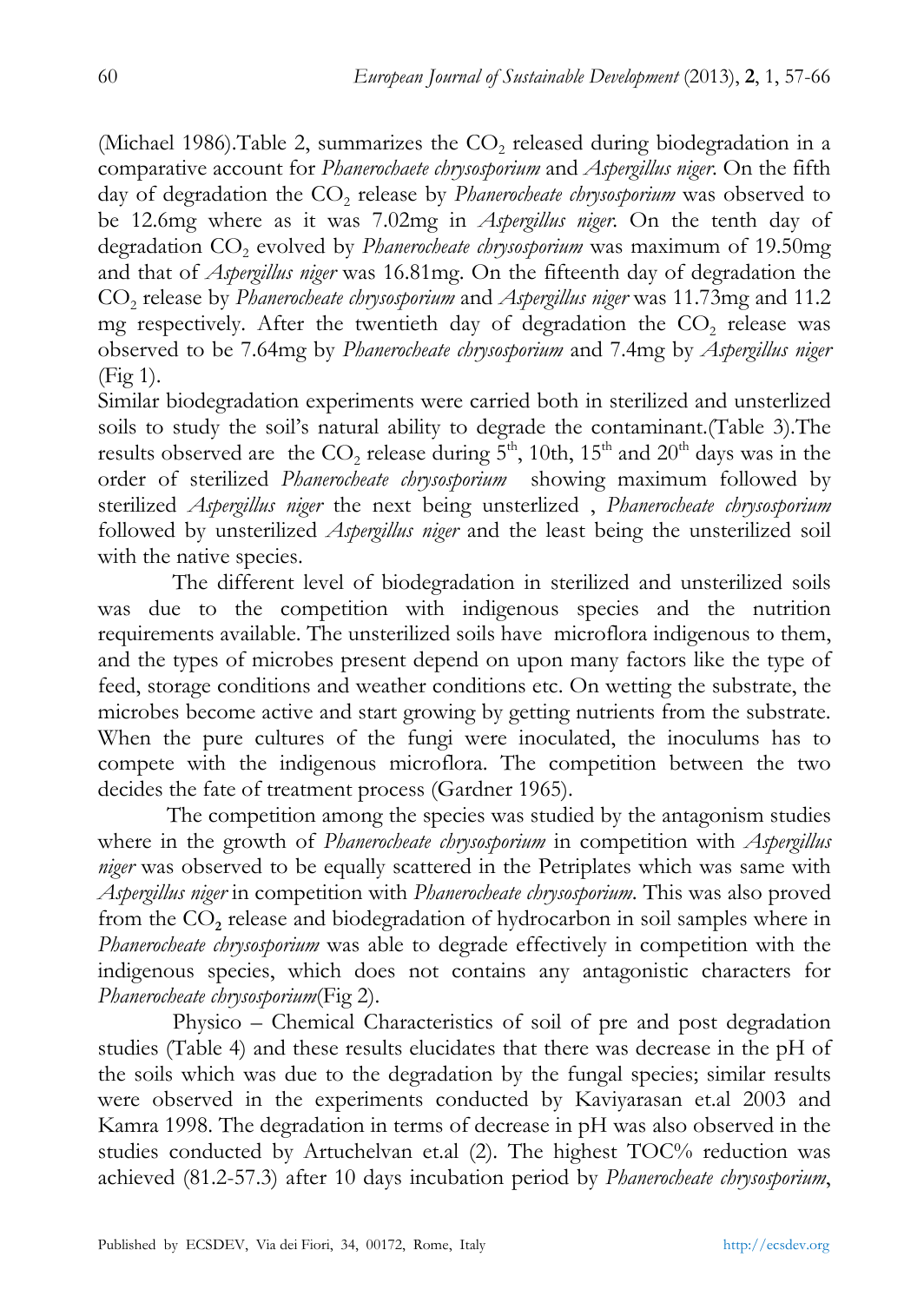(Michael 1986).Table 2, summarizes the $CO_2$ released during biodegradation in a comparative account for *Phanerochaete chrysosporium* and *Aspergillus niger*. On the fifth day of degradation the $CO_2$ release by *Phanerocheate chrysosporium* was observed to be 12.6mg where as it was 7.02mg in *Aspergillus niger*. On the tenth day of degradation $CO_2$ evolved by *Phanerocheate chrysosporium* was maximum of 19.50mg and that of *Aspergillus niger* was 16.81mg. On the fifteenth day of degradation the $CO_2$ release by *Phanerocheate chrysosporium* and *Aspergillus niger* was 11.73mg and 11.2 mg respectively. After the twentieth day of degradation the $CO_2$ release was observed to be 7.64mg by *Phanerocheate chrysosporium* and 7.4mg by *Aspergillus niger* (Fig 1).

Similar biodegradation experiments were carried both in sterilized and unsterlized soils to study the soil's natural ability to degrade the contaminant.(Table 3).The results observed are the $CO_2$ release during 5th, 10th, 15th and 20th days was in the order of sterilized *Phanerocheate chrysosporium* showing maximum followed by sterilized *Aspergillus niger* the next being unsterlized , *Phanerocheate chrysosporium* followed by unsterilized *Aspergillus niger* and the least being the unsterilized soil with the native species.

The different level of biodegradation in sterilized and unsterilized soils was due to the competition with indigenous species and the nutrition requirements available. The unsterilized soils have microflora indigenous to them, and the types of microbes present depend on upon many factors like the type of feed, storage conditions and weather conditions etc. On wetting the substrate, the microbes become active and start growing by getting nutrients from the substrate. When the pure cultures of the fungi were inoculated, the inoculums has to compete with the indigenous microflora. The competition between the two decides the fate of treatment process (Gardner 1965).

The competition among the species was studied by the antagonism studies where in the growth of *Phanerocheate chrysosporium* in competition with *Aspergillus niger* was observed to be equally scattered in the Petriplates which was same with *Aspergillus niger* in competition with *Phanerocheate chrysosporium*. This was also proved from the $CO_2$ release and biodegradation of hydrocarbon in soil samples where in *Phanerocheate chrysosporium* was able to degrade effectively in competition with the indigenous species, which does not contains any antagonistic characters for *Phanerocheate chrysosporium*(Fig 2).

Physico – Chemical Characteristics of soil of pre and post degradation studies (Table 4) and these results elucidates that there was decrease in the pH of the soils which was due to the degradation by the fungal species; similar results were observed in the experiments conducted by Kaviyarasan et.al 2003 and Kamra 1998. The degradation in terms of decrease in pH was also observed in the studies conducted by Artuchelvan et.al (2). The highest TOC% reduction was achieved (81.2-57.3) after 10 days incubation period by *Phanerocheate chrysosporium*,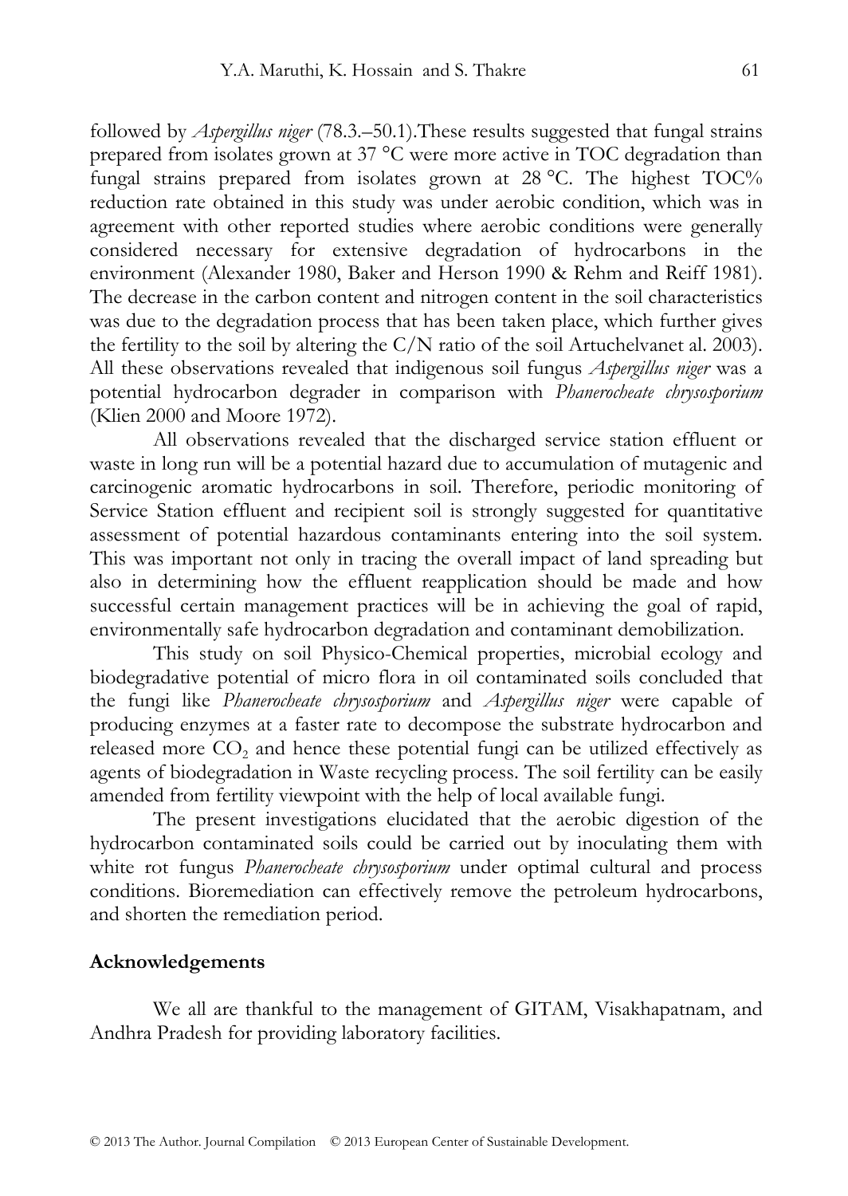followed by *Aspergillus niger* (78.3.–50.1).These results suggested that fungal strains prepared from isolates grown at 37 °C were more active in TOC degradation than fungal strains prepared from isolates grown at 28 °C. The highest TOC% reduction rate obtained in this study was under aerobic condition, which was in agreement with other reported studies where aerobic conditions were generally considered necessary for extensive degradation of hydrocarbons in the environment (Alexander 1980, Baker and Herson 1990 & Rehm and Reiff 1981). The decrease in the carbon content and nitrogen content in the soil characteristics was due to the degradation process that has been taken place, which further gives the fertility to the soil by altering the C/N ratio of the soil Artuchelvanet al. 2003). All these observations revealed that indigenous soil fungus *Aspergillus niger* was a potential hydrocarbon degrader in comparison with *Phanerocheate chrysosporium* (Klien 2000 and Moore 1972).

All observations revealed that the discharged service station effluent or waste in long run will be a potential hazard due to accumulation of mutagenic and carcinogenic aromatic hydrocarbons in soil. Therefore, periodic monitoring of Service Station effluent and recipient soil is strongly suggested for quantitative assessment of potential hazardous contaminants entering into the soil system. This was important not only in tracing the overall impact of land spreading but also in determining how the effluent reapplication should be made and how successful certain management practices will be in achieving the goal of rapid, environmentally safe hydrocarbon degradation and contaminant demobilization.

This study on soil Physico-Chemical properties, microbial ecology and biodegradative potential of micro flora in oil contaminated soils concluded that the fungi like *Phanerocheate chrysosporium* and *Aspergillus niger* were capable of producing enzymes at a faster rate to decompose the substrate hydrocarbon and released more $CO_2$ and hence these potential fungi can be utilized effectively as agents of biodegradation in Waste recycling process. The soil fertility can be easily amended from fertility viewpoint with the help of local available fungi.

The present investigations elucidated that the aerobic digestion of the hydrocarbon contaminated soils could be carried out by inoculating them with white rot fungus *Phanerocheate chrysosporium* under optimal cultural and process conditions. Bioremediation can effectively remove the petroleum hydrocarbons, and shorten the remediation period.

## Acknowledgements

We all are thankful to the management of GITAM, Visakhapatnam, and Andhra Pradesh for providing laboratory facilities.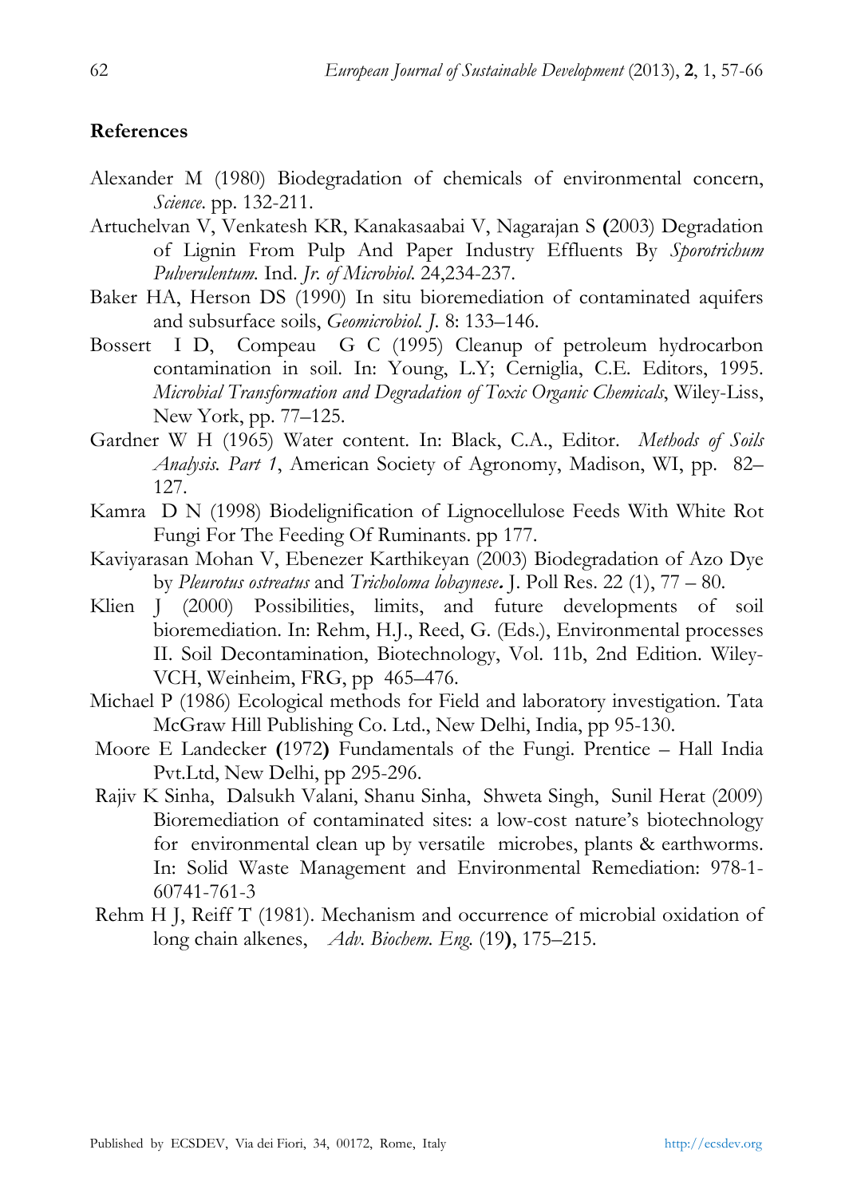## References

Alexander M (1980) Biodegradation of chemicals of environmental concern, *Science*. pp. 132-211.

Artuchelvan V, Venkatesh KR, Kanakasaabai V, Nagarajan S **(**2003) Degradation of Lignin From Pulp And Paper Industry Effluents By *Sporotrichum Pulverulentum.* Ind. *Jr. of Microbiol.* 24,234-237.

Baker HA, Herson DS (1990) In situ bioremediation of contaminated aquifers and subsurface soils, *Geomicrobiol. J.* 8: 133–146.

Bossert I D, Compeau G C (1995) Cleanup of petroleum hydrocarbon contamination in soil. In: Young, L.Y; Cerniglia, C.E. Editors, 1995. *Microbial Transformation and Degradation of Toxic Organic Chemicals*, Wiley-Liss, New York, pp. 77–125.

Gardner W H (1965) Water content. In: Black, C.A., Editor. *Methods of Soils Analysis. Part 1*, American Society of Agronomy, Madison, WI, pp. 82–127.

Kamra D N (1998) Biodelignification of Lignocellulose Feeds With White Rot Fungi For The Feeding Of Ruminants. pp 177.

Kaviyarasan Mohan V, Ebenezer Karthikeyan (2003) Biodegradation of Azo Dye by *Pleurotus ostreatus* and *Tricholoma lobaynese***.** J. Poll Res. 22 (1), 77 – 80.

Klien J (2000) Possibilities, limits, and future developments of soil bioremediation. In: Rehm, H.J., Reed, G. (Eds.), Environmental processes II. Soil Decontamination, Biotechnology, Vol. 11b, 2nd Edition. Wiley-VCH, Weinheim, FRG, pp 465–476.

Michael P (1986) Ecological methods for Field and laboratory investigation. Tata McGraw Hill Publishing Co. Ltd., New Delhi, India, pp 95-130.

Moore E Landecker **(**1972**)** Fundamentals of the Fungi. Prentice – Hall India Pvt.Ltd, New Delhi, pp 295-296.

Rajiv K Sinha, Dalsukh Valani, Shanu Sinha, Shweta Singh, Sunil Herat (2009) Bioremediation of contaminated sites: a low-cost nature's biotechnology for environmental clean up by versatile microbes, plants & earthworms. In: Solid Waste Management and Environmental Remediation: 978-1-60741-761-3

Rehm H J, Reiff T (1981). Mechanism and occurrence of microbial oxidation of long chain alkenes, *Adv. Biochem. Eng.* (19**)**, 175–215.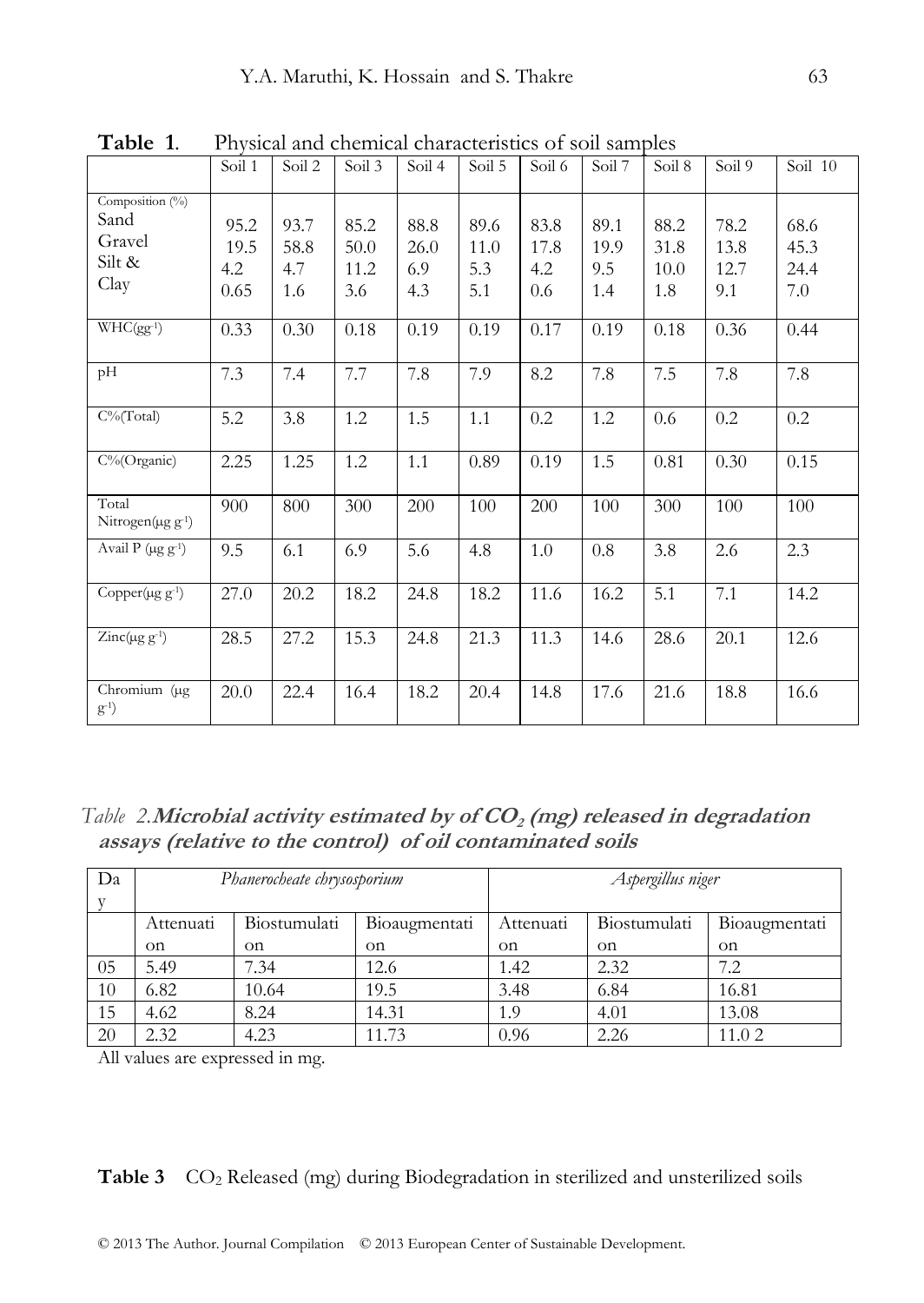**Table 1.** Physical and chemical characteristics of soil samples

| | Soil 1 | Soil 2 | Soil 3 | Soil 4 | Soil 5 | Soil 6 | Soil 7 | Soil 8 | Soil 9 | Soil 10 |
|---|---|---|---|---|---|---|---|---|---|---|
| Composition (%) Sand | 95.2 | 93.7 | 85.2 | 88.8 | 89.6 | 83.8 | 89.1 | 88.2 | 78.2 | 68.6 |
| Gravel | 19.5 | 58.8 | 50.0 | 26.0 | 11.0 | 17.8 | 19.9 | 31.8 | 13.8 | 45.3 |
| Silt & | 4.2 | 4.7 | 11.2 | 6.9 | 5.3 | 4.2 | 9.5 | 10.0 | 12.7 | 24.4 |
| Clay | 0.65 | 1.6 | 3.6 | 4.3 | 5.1 | 0.6 | 1.4 | 1.8 | 9.1 | 7.0 |
| WHC($gg^{-1}$) | 0.33 | 0.30 | 0.18 | 0.19 | 0.19 | 0.17 | 0.19 | 0.18 | 0.36 | 0.44 |
| pH | 7.3 | 7.4 | 7.7 | 7.8 | 7.9 | 8.2 | 7.8 | 7.5 | 7.8 | 7.8 |
| C%(Total) | 5.2 | 3.8 | 1.2 | 1.5 | 1.1 | 0.2 | 1.2 | 0.6 | 0.2 | 0.2 |
| C%(Organic) | 2.25 | 1.25 | 1.2 | 1.1 | 0.89 | 0.19 | 1.5 | 0.81 | 0.30 | 0.15 |
| Total Nitrogen($\mu g\ g^{-1}$) | 900 | 800 | 300 | 200 | 100 | 200 | 100 | 300 | 100 | 100 |
| Avail P ($\mu g\ g^{-1}$) | 9.5 | 6.1 | 6.9 | 5.6 | 4.8 | 1.0 | 0.8 | 3.8 | 2.6 | 2.3 |
| Copper($\mu g\ g^{-1}$) | 27.0 | 20.2 | 18.2 | 24.8 | 18.2 | 11.6 | 16.2 | 5.1 | 7.1 | 14.2 |
| Zinc($\mu g\ g^{-1}$) | 28.5 | 27.2 | 15.3 | 24.8 | 21.3 | 11.3 | 14.6 | 28.6 | 20.1 | 12.6 |
| Chromium ($\mu g\ g^{-1}$) | 20.0 | 22.4 | 16.4 | 18.2 | 20.4 | 14.8 | 17.6 | 21.6 | 18.8 | 16.6 |

*Table 2.* ***Microbial activity estimated by of $CO_2$ (mg) released in degradation assays (relative to the control) of oil contaminated soils***

| Day | *Phanerocheate chrysosporium* | | | *Aspergillus niger* | | |
|---|---|---|---|---|---|---|
| | Attenuation | Biostumulation | Bioaugmentation | Attenuation | Biostumulation | Bioaugmentation |
| 05 | 5.49 | 7.34 | 12.6 | 1.42 | 2.32 | 7.2 |
| 10 | 6.82 | 10.64 | 19.5 | 3.48 | 6.84 | 16.81 |
| 15 | 4.62 | 8.24 | 14.31 | 1.9 | 4.01 | 13.08 |
| 20 | 2.32 | 4.23 | 11.73 | 0.96 | 2.26 | 11.0 2 |

All values are expressed in mg.

**Table 3** $CO_2$ Released (mg) during Biodegradation in sterilized and unsterilized soils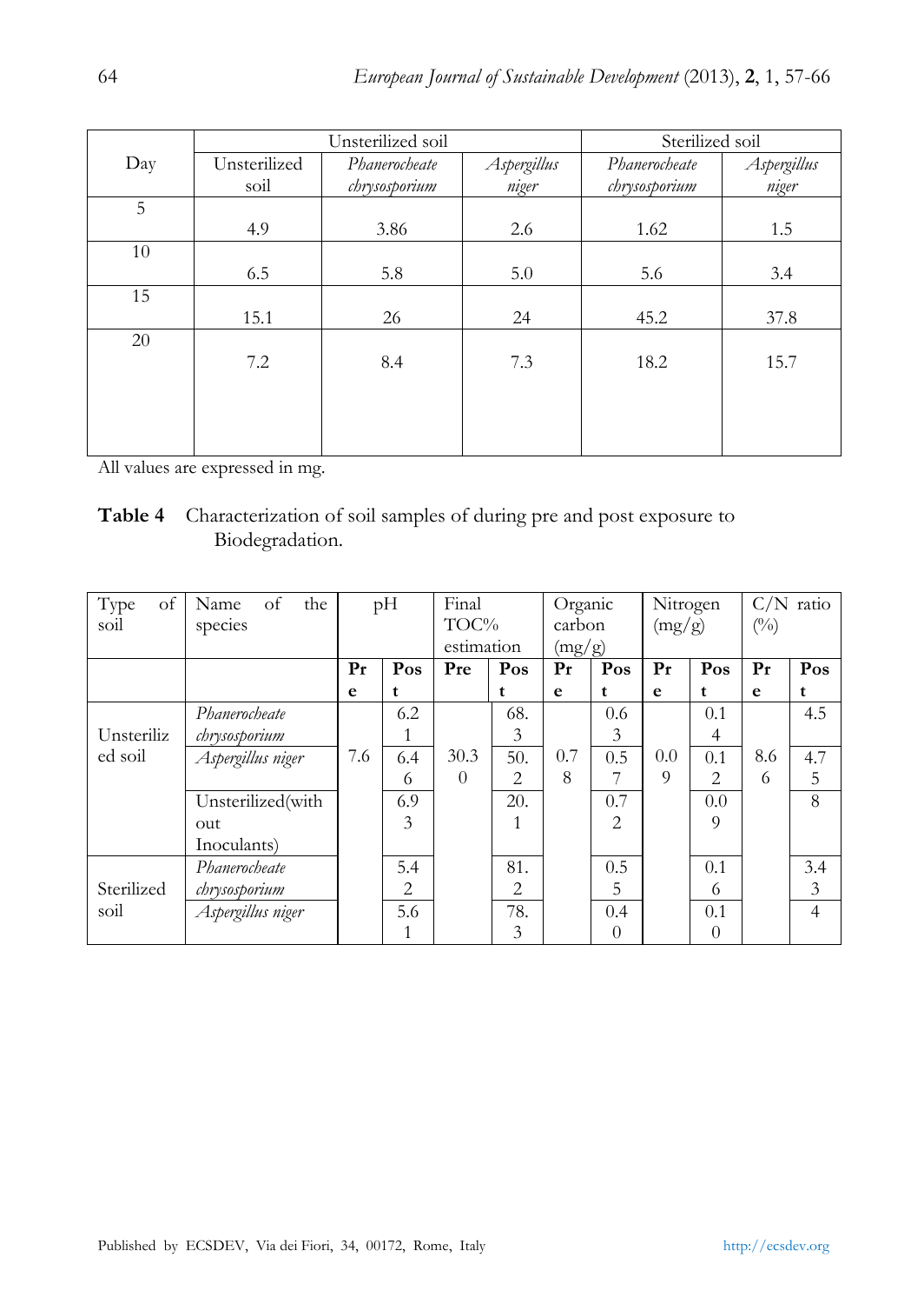| Day | Unsterilized soil | | | Sterilized soil | |
|---|---|---|---|---|---|
| | Unsterilized soil | *Phanerocheate chrysosporium* | *Aspergillus niger* | *Phanerocheate chrysosporium* | *Aspergillus niger* |
| 5 | 4.9 | 3.86 | 2.6 | 1.62 | 1.5 |
| 10 | 6.5 | 5.8 | 5.0 | 5.6 | 3.4 |
| 15 | 15.1 | 26 | 24 | 45.2 | 37.8 |
| 20 | 7.2 | 8.4 | 7.3 | 18.2 | 15.7 |

All values are expressed in mg.

**Table 4** Characterization of soil samples of during pre and post exposure to Biodegradation.

| Type of soil | Name of the species | pH | | Final TOC% estimation | | Organic carbon (mg/g) | | Nitrogen (mg/g) | | C/N ratio (%) | |
|---|---|---|---|---|---|---|---|---|---|---|---|
| | | **Pre** | **Post** | **Pre** | **Post** | **Pre** | **Post** | **Pre** | **Post** | **Pre** | **Post** |
| Unsterilized soil | *Phanerocheate chrysosporium* | 7.6 | 6.21 | 30.30 | 68.3 | 0.78 | 0.63 | 0.09 | 0.14 | 8.66 | 4.5 |
| | *Aspergillus niger* | | 6.46 | | 50.2 | | 0.57 | | 0.12 | | 4.75 |
| | Unsterilized(with out Inoculants) | | 6.93 | | 20.1 | | 0.72 | | 0.09 | | 8 |
| Sterilized soil | *Phanerocheate chrysosporium* | | 5.42 | | 81.2 | | 0.55 | | 0.16 | | 3.43 |
| | *Aspergillus niger* | | 5.61 | | 78.3 | | 0.40 | | 0.10 | | 4 |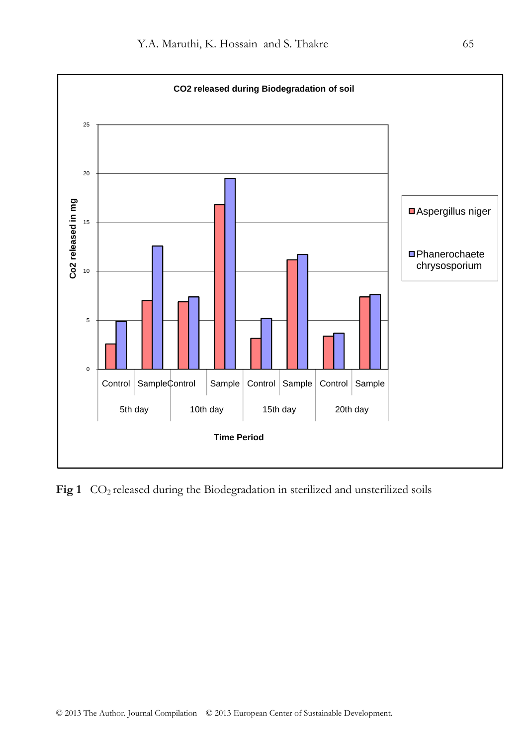**Fig 1** $CO_2$ released during the Biodegradation in sterilized and unsterilized soils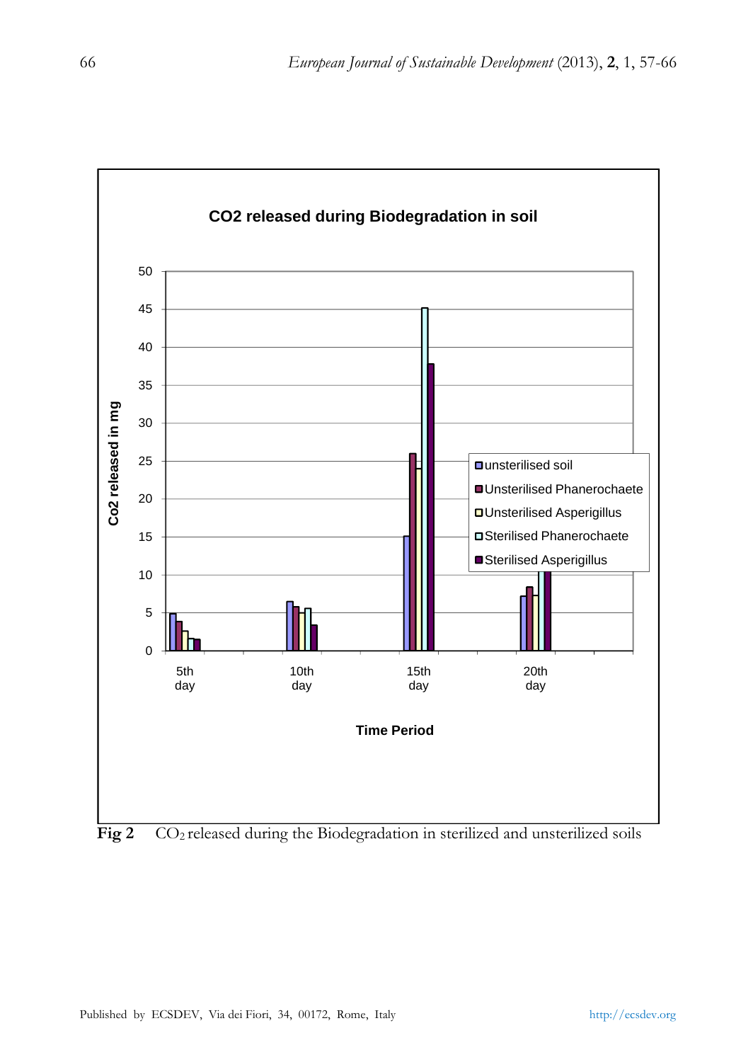CO2 released during Biodegradation in soil

Co2 released in mg

50
45
40
35
30
25
20
15
10
5
0

5th day
10th day
15th day
20th day

Time Period

unsterilised soil
Unsterilised Phanerochaete
Unsterilised Asperigillus
Sterilised Phanerochaete
Sterilised Asperigillus

**Fig 2** $CO_2$ released during the Biodegradation in sterilized and unsterilized soils